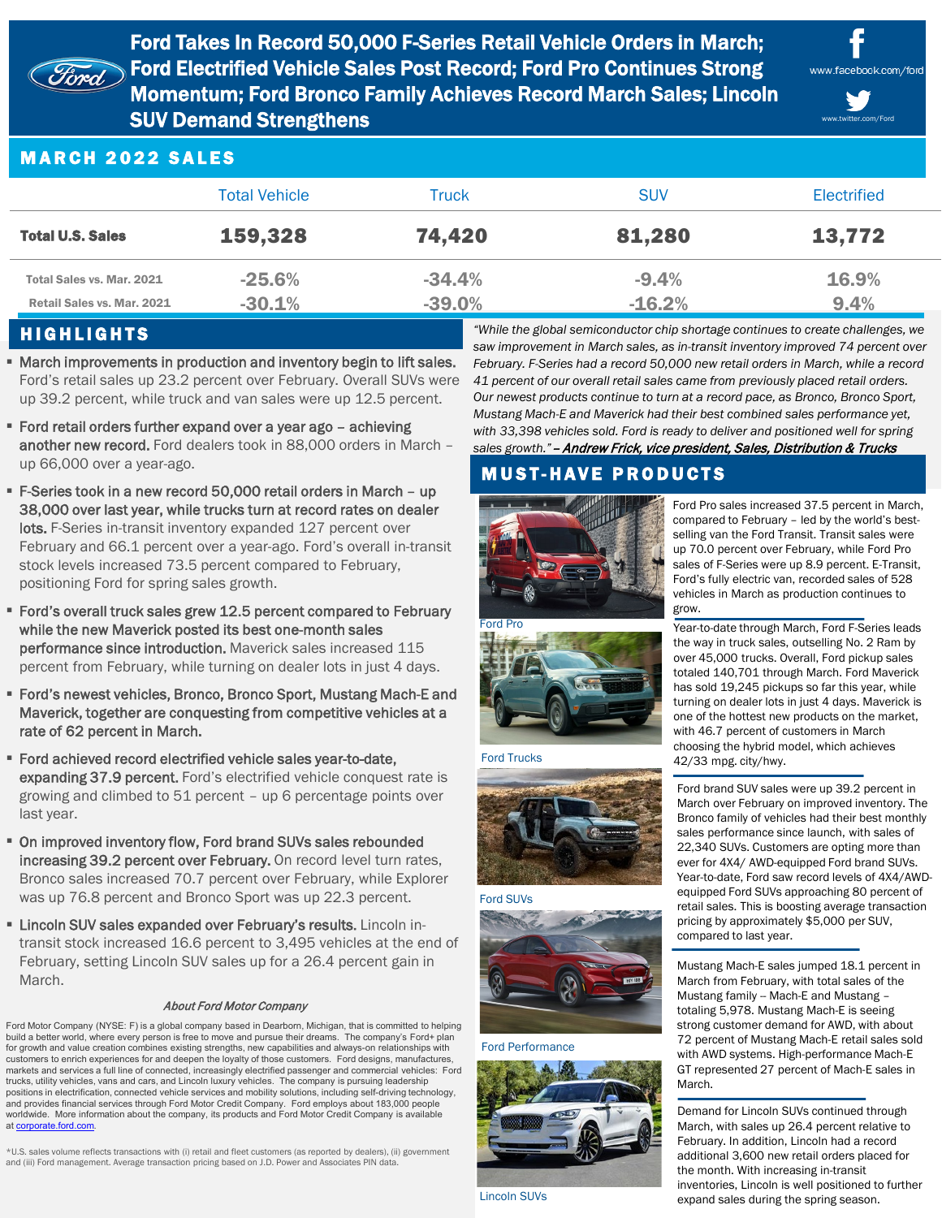# Ford Takes In Record 50,000 F-Series Retail Vehicle Orders in March; Ford Electrified Vehicle Sales Post Record; Ford Pro Continues Strong Momentum; Ford Bronco Family Achieves Record March Sales; Lincoln SUV Demand Strengthens

www.facebook.com/ford

www.twitter.com/Ford

## MARCH 2022 SALES

| | Total Vehicle | Truck | SUV | Electrified |
|---|---|---|---|---|
| **Total U.S. Sales** | **159,328** | **74,420** | **81,280** | **13,772** |
| Total Sales vs. Mar. 2021 | -25.6% | -34.4% | -9.4% | 16.9% |
| Retail Sales vs. Mar. 2021 | -30.1% | -39.0% | -16.2% | 9.4% |

## HIGHLIGHTS

- **March improvements in production and inventory begin to lift sales.** Ford's retail sales up 23.2 percent over February. Overall SUVs were up 39.2 percent, while truck and van sales were up 12.5 percent.
- **Ford retail orders further expand over a year ago – achieving another new record.** Ford dealers took in 88,000 orders in March – up 66,000 over a year-ago.
- **F-Series took in a new record 50,000 retail orders in March – up 38,000 over last year, while trucks turn at record rates on dealer lots.** F-Series in-transit inventory expanded 127 percent over February and 66.1 percent over a year-ago. Ford's overall in-transit stock levels increased 73.5 percent compared to February, positioning Ford for spring sales growth.
- **Ford's overall truck sales grew 12.5 percent compared to February while the new Maverick posted its best one-month sales performance since introduction.** Maverick sales increased 115 percent from February, while turning on dealer lots in just 4 days.
- **Ford's newest vehicles, Bronco, Bronco Sport, Mustang Mach-E and Maverick, together are conquesting from competitive vehicles at a rate of 62 percent in March.**
- **Ford achieved record electrified vehicle sales year-to-date, expanding 37.9 percent.** Ford's electrified vehicle conquest rate is growing and climbed to 51 percent – up 6 percentage points over last year.
- **On improved inventory flow, Ford brand SUVs sales rebounded increasing 39.2 percent over February.** On record level turn rates, Bronco sales increased 70.7 percent over February, while Explorer was up 76.8 percent and Bronco Sport was up 22.3 percent.
- **Lincoln SUV sales expanded over February's results.** Lincoln in-transit stock increased 16.6 percent to 3,495 vehicles at the end of February, setting Lincoln SUV sales up for a 26.4 percent gain in March.

*"While the global semiconductor chip shortage continues to create challenges, we saw improvement in March sales, as in-transit inventory improved 74 percent over February. F-Series had a record 50,000 new retail orders in March, while a record 41 percent of our overall retail sales came from previously placed retail orders. Our newest products continue to turn at a record pace, as Bronco, Bronco Sport, Mustang Mach-E and Maverick had their best combined sales performance yet, with 33,398 vehicles sold. Ford is ready to deliver and positioned well for spring sales growth."* ***– Andrew Frick, vice president, Sales, Distribution & Trucks***

## MUST-HAVE PRODUCTS

Ford Pro

Ford Pro sales increased 37.5 percent in March, compared to February – led by the world's best-selling van the Ford Transit. Transit sales were up 70.0 percent over February, while Ford Pro sales of F-Series were up 8.9 percent. E-Transit, Ford's fully electric van, recorded sales of 528 vehicles in March as production continues to grow.

Ford Trucks

Year-to-date through March, Ford F-Series leads the way in truck sales, outselling No. 2 Ram by over 45,000 trucks. Overall, Ford pickup sales totaled 140,701 through March. Ford Maverick has sold 19,245 pickups so far this year, while turning on dealer lots in just 4 days. Maverick is one of the hottest new products on the market, with 46.7 percent of customers in March choosing the hybrid model, which achieves 42/33 mpg. city/hwy.

Ford SUVs

Ford brand SUV sales were up 39.2 percent in March over February on improved inventory. The Bronco family of vehicles had their best monthly sales performance since launch, with sales of 22,340 SUVs. Customers are opting more than ever for 4X4/ AWD-equipped Ford brand SUVs. Year-to-date, Ford saw record levels of 4X4/AWD-equipped Ford SUVs approaching 80 percent of retail sales. This is boosting average transaction pricing by approximately $5,000 per SUV, compared to last year.

Ford Performance

Mustang Mach-E sales jumped 18.1 percent in March from February, with total sales of the Mustang family – Mach-E and Mustang – totaling 5,978. Mustang Mach-E is seeing strong customer demand for AWD, with about 72 percent of Mustang Mach-E retail sales sold with AWD systems. High-performance Mach-E GT represented 27 percent of Mach-E sales in March.

Lincoln SUVs

Demand for Lincoln SUVs continued through March, with sales up 26.4 percent relative to February. In addition, Lincoln had a record additional 3,600 new retail orders placed for the month. With increasing in-transit inventories, Lincoln is well positioned to further expand sales during the spring season.

### *About Ford Motor Company*

Ford Motor Company (NYSE: F) is a global company based in Dearborn, Michigan, that is committed to helping build a better world, where every person is free to move and pursue their dreams. The company's Ford+ plan for growth and value creation combines existing strengths, new capabilities and always-on relationships with customers to enrich experiences for and deepen the loyalty of those customers. Ford designs, manufactures, markets and services a full line of connected, increasingly electrified passenger and commercial vehicles: Ford trucks, utility vehicles, vans and cars, and Lincoln luxury vehicles. The company is pursuing leadership positions in electrification, connected vehicle services and mobility solutions, including self-driving technology, and provides financial services through Ford Motor Credit Company. Ford employs about 183,000 people worldwide. More information about the company, its products and Ford Motor Credit Company is available at corporate.ford.com.

*U.S. sales volume reflects transactions with (i) retail and fleet customers (as reported by dealers), (ii) government and (iii) Ford management. Average transaction pricing based on J.D. Power and Associates PIN data.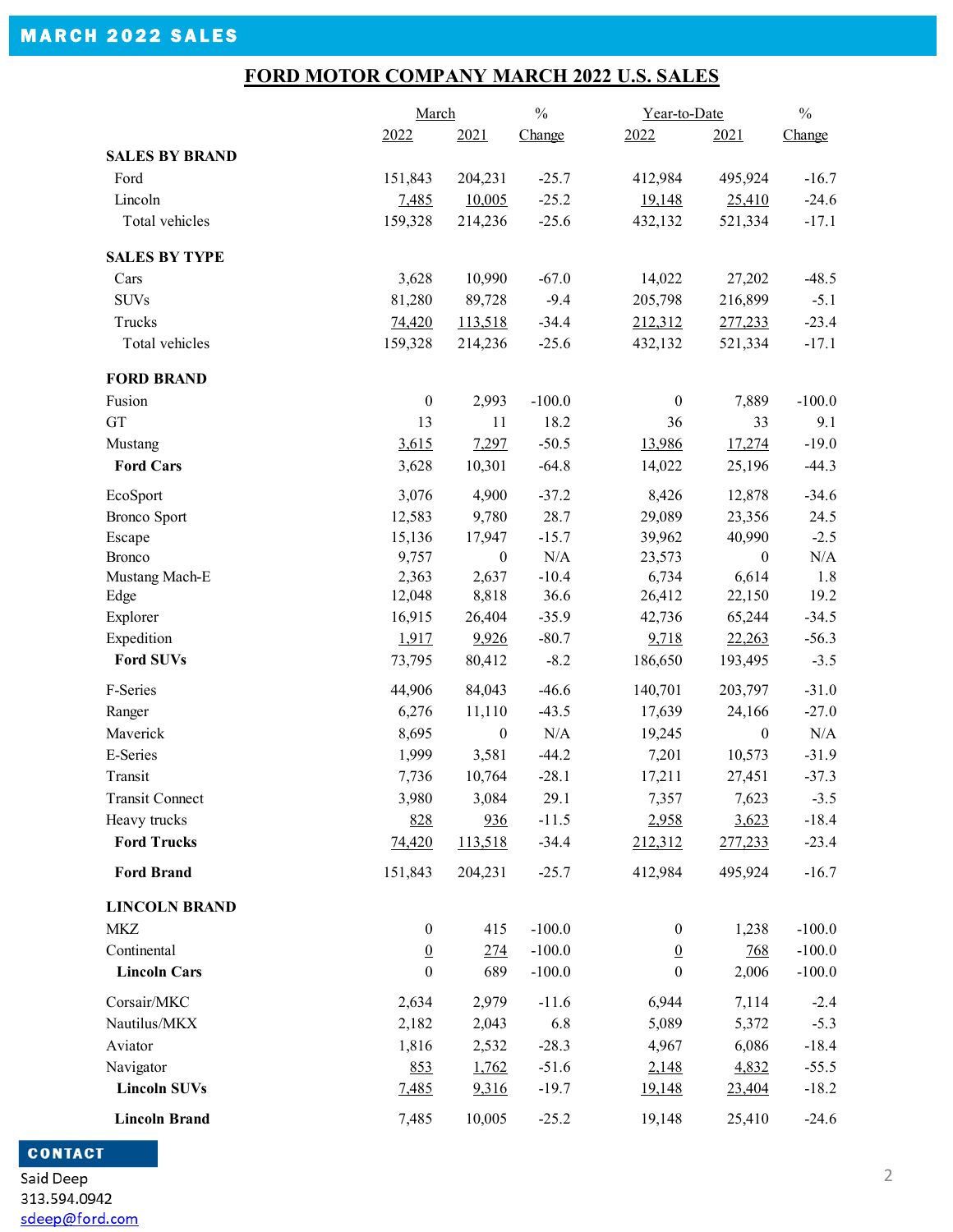MARCH 2022 SALES

# FORD MOTOR COMPANY MARCH 2022 U.S. SALES

| | March | | % | Year-to-Date | | % |
|---|---|---|---|---|---|---|
| | 2022 | 2021 | Change | 2022 | 2021 | Change |
| **SALES BY BRAND** | | | | | | |
| Ford | 151,843 | 204,231 | -25.7 | 412,984 | 495,924 | -16.7 |
| Lincoln | 7,485 | 10,005 | -25.2 | 19,148 | 25,410 | -24.6 |
| Total vehicles | 159,328 | 214,236 | -25.6 | 432,132 | 521,334 | -17.1 |
| **SALES BY TYPE** | | | | | | |
| Cars | 3,628 | 10,990 | -67.0 | 14,022 | 27,202 | -48.5 |
| SUVs | 81,280 | 89,728 | -9.4 | 205,798 | 216,899 | -5.1 |
| Trucks | 74,420 | 113,518 | -34.4 | 212,312 | 277,233 | -23.4 |
| Total vehicles | 159,328 | 214,236 | -25.6 | 432,132 | 521,334 | -17.1 |
| **FORD BRAND** | | | | | | |
| Fusion | 0 | 2,993 | -100.0 | 0 | 7,889 | -100.0 |
| GT | 13 | 11 | 18.2 | 36 | 33 | 9.1 |
| Mustang | 3,615 | 7,297 | -50.5 | 13,986 | 17,274 | -19.0 |
| **Ford Cars** | 3,628 | 10,301 | -64.8 | 14,022 | 25,196 | -44.3 |
| EcoSport | 3,076 | 4,900 | -37.2 | 8,426 | 12,878 | -34.6 |
| Bronco Sport | 12,583 | 9,780 | 28.7 | 29,089 | 23,356 | 24.5 |
| Escape | 15,136 | 17,947 | -15.7 | 39,962 | 40,990 | -2.5 |
| Bronco | 9,757 | 0 | N/A | 23,573 | 0 | N/A |
| Mustang Mach-E | 2,363 | 2,637 | -10.4 | 6,734 | 6,614 | 1.8 |
| Edge | 12,048 | 8,818 | 36.6 | 26,412 | 22,150 | 19.2 |
| Explorer | 16,915 | 26,404 | -35.9 | 42,736 | 65,244 | -34.5 |
| Expedition | 1,917 | 9,926 | -80.7 | 9,718 | 22,263 | -56.3 |
| **Ford SUVs** | 73,795 | 80,412 | -8.2 | 186,650 | 193,495 | -3.5 |
| F-Series | 44,906 | 84,043 | -46.6 | 140,701 | 203,797 | -31.0 |
| Ranger | 6,276 | 11,110 | -43.5 | 17,639 | 24,166 | -27.0 |
| Maverick | 8,695 | 0 | N/A | 19,245 | 0 | N/A |
| E-Series | 1,999 | 3,581 | -44.2 | 7,201 | 10,573 | -31.9 |
| Transit | 7,736 | 10,764 | -28.1 | 17,211 | 27,451 | -37.3 |
| Transit Connect | 3,980 | 3,084 | 29.1 | 7,357 | 7,623 | -3.5 |
| Heavy trucks | 828 | 936 | -11.5 | 2,958 | 3,623 | -18.4 |
| **Ford Trucks** | 74,420 | 113,518 | -34.4 | 212,312 | 277,233 | -23.4 |
| **Ford Brand** | 151,843 | 204,231 | -25.7 | 412,984 | 495,924 | -16.7 |
| **LINCOLN BRAND** | | | | | | |
| MKZ | 0 | 415 | -100.0 | 0 | 1,238 | -100.0 |
| Continental | 0 | 274 | -100.0 | 0 | 768 | -100.0 |
| **Lincoln Cars** | 0 | 689 | -100.0 | 0 | 2,006 | -100.0 |
| Corsair/MKC | 2,634 | 2,979 | -11.6 | 6,944 | 7,114 | -2.4 |
| Nautilus/MKX | 2,182 | 2,043 | 6.8 | 5,089 | 5,372 | -5.3 |
| Aviator | 1,816 | 2,532 | -28.3 | 4,967 | 6,086 | -18.4 |
| Navigator | 853 | 1,762 | -51.6 | 2,148 | 4,832 | -55.5 |
| **Lincoln SUVs** | 7,485 | 9,316 | -19.7 | 19,148 | 23,404 | -18.2 |
| **Lincoln Brand** | 7,485 | 10,005 | -25.2 | 19,148 | 25,410 | -24.6 |

**CONTACT**

Said Deep
313.594.0942
sdeep@ford.com